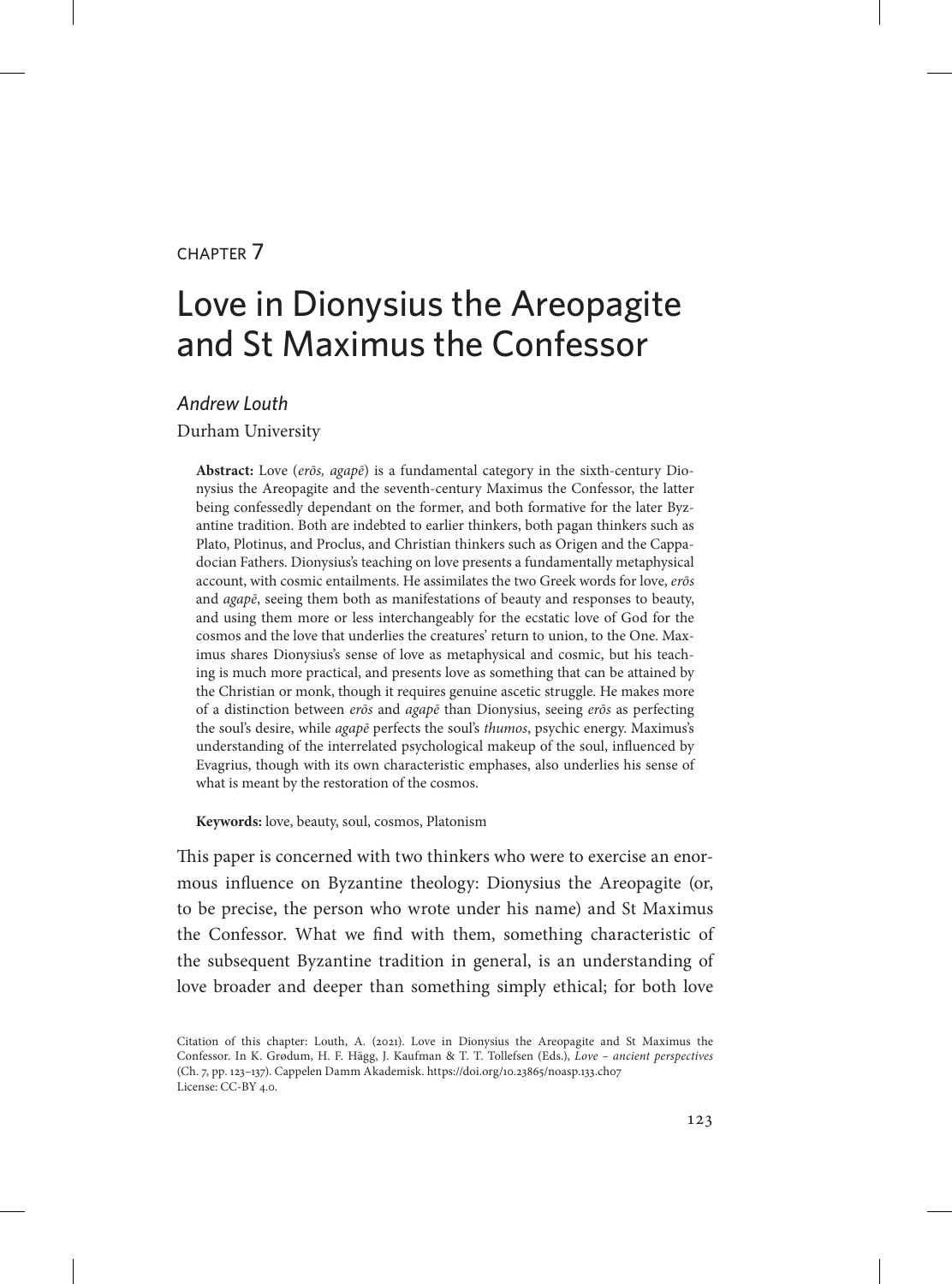CHAPTER 7

# Love in Dionysius the Areopagite and St Maximus the Confessor

*Andrew Louth*

Durham University

**Abstract:** Love (*erōs, agapē*) is a fundamental category in the sixth-century Dionysius the Areopagite and the seventh-century Maximus the Confessor, the latter being confessedly dependant on the former, and both formative for the later Byzantine tradition. Both are indebted to earlier thinkers, both pagan thinkers such as Plato, Plotinus, and Proclus, and Christian thinkers such as Origen and the Cappadocian Fathers. Dionysius's teaching on love presents a fundamentally metaphysical account, with cosmic entailments. He assimilates the two Greek words for love, *erōs* and *agapē*, seeing them both as manifestations of beauty and responses to beauty, and using them more or less interchangeably for the ecstatic love of God for the cosmos and the love that underlies the creatures' return to union, to the One. Maximus shares Dionysius's sense of love as metaphysical and cosmic, but his teaching is much more practical, and presents love as something that can be attained by the Christian or monk, though it requires genuine ascetic struggle. He makes more of a distinction between *erōs* and *agapē* than Dionysius, seeing *erōs* as perfecting the soul's desire, while *agapē* perfects the soul's *thumos*, psychic energy. Maximus's understanding of the interrelated psychological makeup of the soul, influenced by Evagrius, though with its own characteristic emphases, also underlies his sense of what is meant by the restoration of the cosmos.

**Keywords:** love, beauty, soul, cosmos, Platonism

This paper is concerned with two thinkers who were to exercise an enormous influence on Byzantine theology: Dionysius the Areopagite (or, to be precise, the person who wrote under his name) and St Maximus the Confessor. What we find with them, something characteristic of the subsequent Byzantine tradition in general, is an understanding of love broader and deeper than something simply ethical; for both love

Citation of this chapter: Louth, A. (2021). Love in Dionysius the Areopagite and St Maximus the Confessor. In K. Grødum, H. F. Hägg, J. Kaufman & T. T. Tollefsen (Eds.), *Love – ancient perspectives* (Ch. 7, pp. 123–137). Cappelen Damm Akademisk. https://doi.org/10.23865/noasp.133.ch07
License: CC-BY 4.0.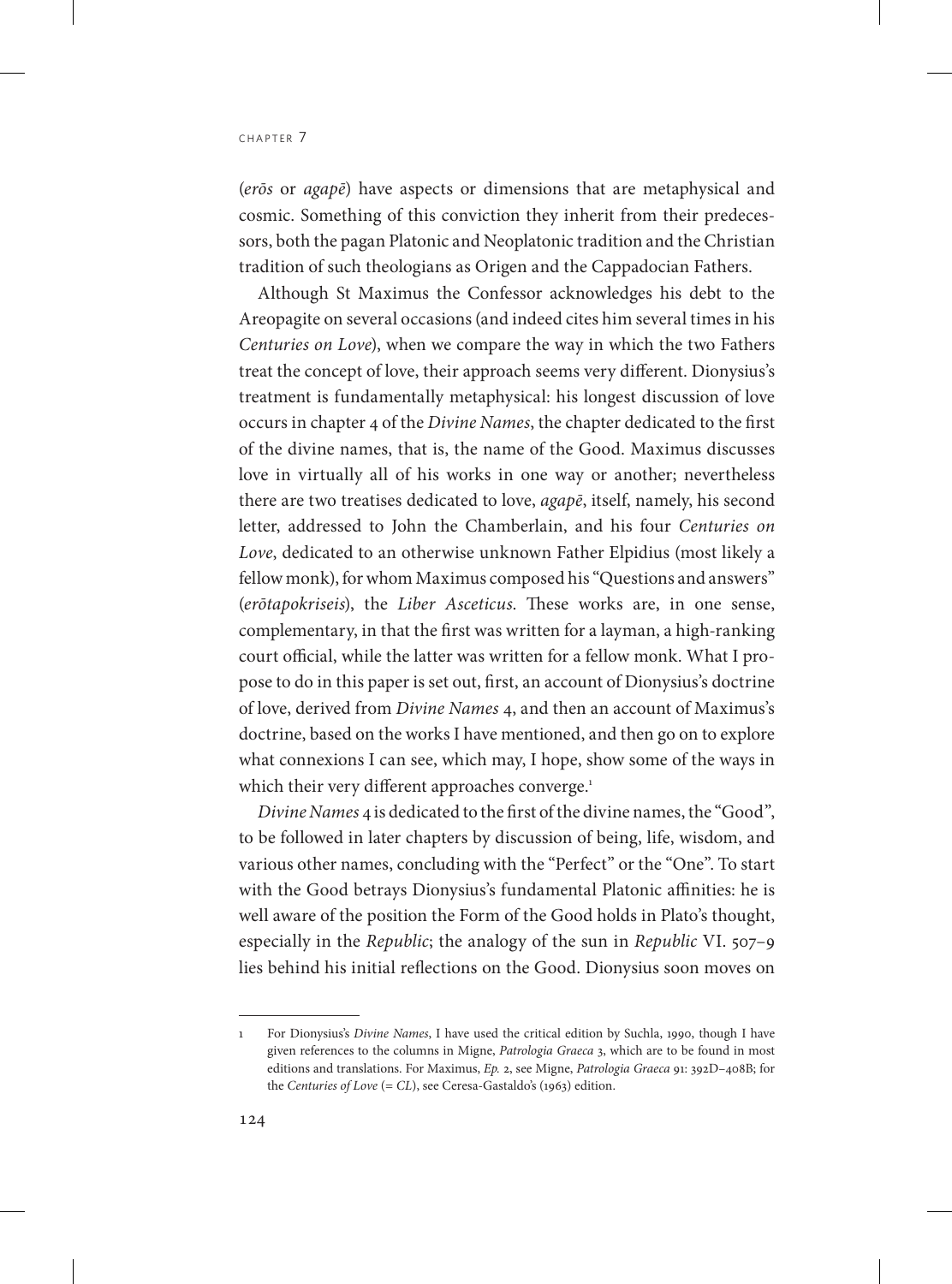(*erōs* or *agapē*) have aspects or dimensions that are metaphysical and cosmic. Something of this conviction they inherit from their predecessors, both the pagan Platonic and Neoplatonic tradition and the Christian tradition of such theologians as Origen and the Cappadocian Fathers.

Although St Maximus the Confessor acknowledges his debt to the Areopagite on several occasions (and indeed cites him several times in his *Centuries on Love*), when we compare the way in which the two Fathers treat the concept of love, their approach seems very different. Dionysius's treatment is fundamentally metaphysical: his longest discussion of love occurs in chapter 4 of the *Divine Names*, the chapter dedicated to the first of the divine names, that is, the name of the Good. Maximus discusses love in virtually all of his works in one way or another; nevertheless there are two treatises dedicated to love, *agapē*, itself, namely, his second letter, addressed to John the Chamberlain, and his four *Centuries on Love*, dedicated to an otherwise unknown Father Elpidius (most likely a fellow monk), for whom Maximus composed his "Questions and answers" (*erōtapokriseis*), the *Liber Asceticus*. These works are, in one sense, complementary, in that the first was written for a layman, a high-ranking court official, while the latter was written for a fellow monk. What I propose to do in this paper is set out, first, an account of Dionysius's doctrine of love, derived from *Divine Names* 4, and then an account of Maximus's doctrine, based on the works I have mentioned, and then go on to explore what connexions I can see, which may, I hope, show some of the ways in which their very different approaches converge.[1]

*Divine Names* 4 is dedicated to the first of the divine names, the "Good", to be followed in later chapters by discussion of being, life, wisdom, and various other names, concluding with the "Perfect" or the "One". To start with the Good betrays Dionysius's fundamental Platonic affinities: he is well aware of the position the Form of the Good holds in Plato's thought, especially in the *Republic*; the analogy of the sun in *Republic* VI. 507–9 lies behind his initial reflections on the Good. Dionysius soon moves on

---

1 For Dionysius's *Divine Names*, I have used the critical edition by Suchla, 1990, though I have given references to the columns in Migne, *Patrologia Graeca* 3, which are to be found in most editions and translations. For Maximus, *Ep.* 2, see Migne, *Patrologia Graeca* 91: 392D–408B; for the *Centuries of Love* (= *CL*), see Ceresa-Gastaldo's (1963) edition.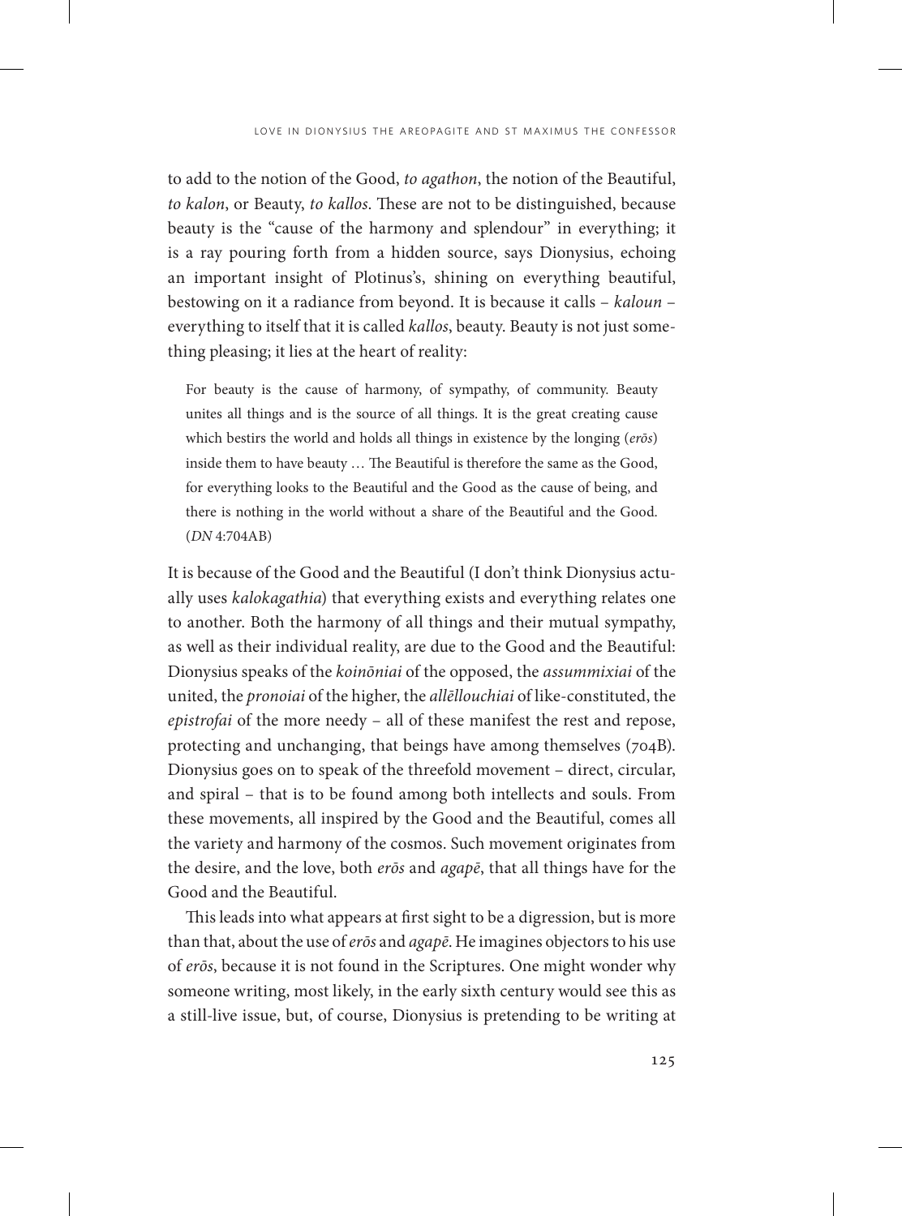to add to the notion of the Good, *to agathon*, the notion of the Beautiful, *to kalon*, or Beauty, *to kallos*. These are not to be distinguished, because beauty is the "cause of the harmony and splendour" in everything; it is a ray pouring forth from a hidden source, says Dionysius, echoing an important insight of Plotinus's, shining on everything beautiful, bestowing on it a radiance from beyond. It is because it calls – *kaloun* – everything to itself that it is called *kallos*, beauty. Beauty is not just something pleasing; it lies at the heart of reality:

> For beauty is the cause of harmony, of sympathy, of community. Beauty unites all things and is the source of all things. It is the great creating cause which bestirs the world and holds all things in existence by the longing (*erōs*) inside them to have beauty … The Beautiful is therefore the same as the Good, for everything looks to the Beautiful and the Good as the cause of being, and there is nothing in the world without a share of the Beautiful and the Good. (*DN* 4:704AB)

It is because of the Good and the Beautiful (I don't think Dionysius actually uses *kalokagathia*) that everything exists and everything relates one to another. Both the harmony of all things and their mutual sympathy, as well as their individual reality, are due to the Good and the Beautiful: Dionysius speaks of the *koinōniai* of the opposed, the *assummixiai* of the united, the *pronoiai* of the higher, the *allēllouchiai* of like-constituted, the *epistrofai* of the more needy – all of these manifest the rest and repose, protecting and unchanging, that beings have among themselves (704B). Dionysius goes on to speak of the threefold movement – direct, circular, and spiral – that is to be found among both intellects and souls. From these movements, all inspired by the Good and the Beautiful, comes all the variety and harmony of the cosmos. Such movement originates from the desire, and the love, both *erōs* and *agapē*, that all things have for the Good and the Beautiful.

This leads into what appears at first sight to be a digression, but is more than that, about the use of *erōs* and *agapē*. He imagines objectors to his use of *erōs*, because it is not found in the Scriptures. One might wonder why someone writing, most likely, in the early sixth century would see this as a still-live issue, but, of course, Dionysius is pretending to be writing at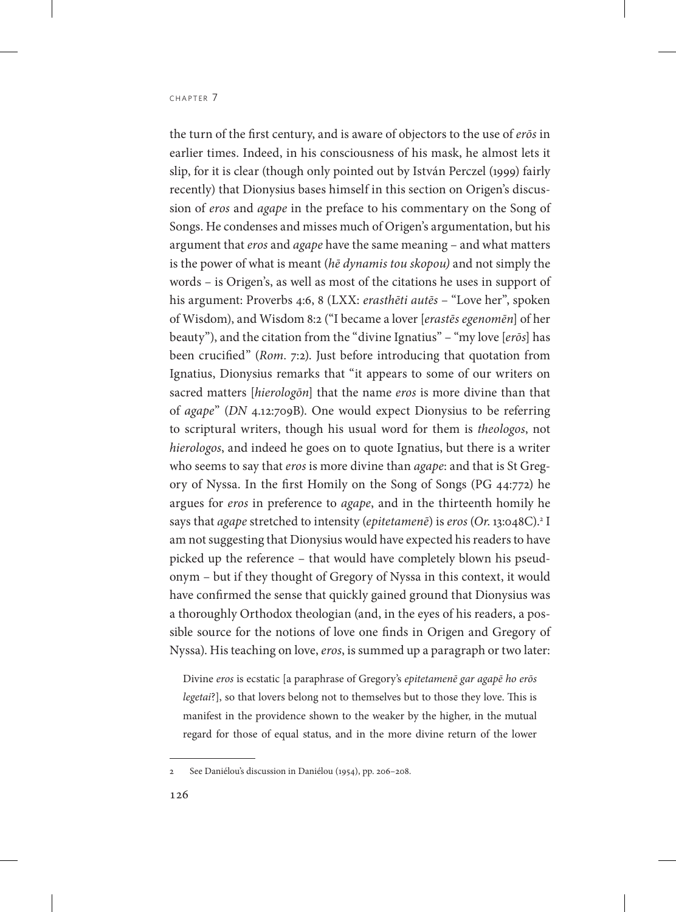the turn of the first century, and is aware of objectors to the use of *erōs* in earlier times. Indeed, in his consciousness of his mask, he almost lets it slip, for it is clear (though only pointed out by István Perczel (1999) fairly recently) that Dionysius bases himself in this section on Origen's discussion of *eros* and *agape* in the preface to his commentary on the Song of Songs. He condenses and misses much of Origen's argumentation, but his argument that *eros* and *agape* have the same meaning – and what matters is the power of what is meant (*hē dynamis tou skopou)* and not simply the words – is Origen's, as well as most of the citations he uses in support of his argument: Proverbs 4:6, 8 (LXX: *erasthēti autēs* – "Love her", spoken of Wisdom), and Wisdom 8:2 ("I became a lover [*erastēs egenomēn*] of her beauty"), and the citation from the "divine Ignatius" – "my love [*erōs*] has been crucified" (*Rom*. 7:2). Just before introducing that quotation from Ignatius, Dionysius remarks that "it appears to some of our writers on sacred matters [*hierologōn*] that the name *eros* is more divine than that of *agape*" (*DN* 4.12:709B). One would expect Dionysius to be referring to scriptural writers, though his usual word for them is *theologos*, not *hierologos*, and indeed he goes on to quote Ignatius, but there is a writer who seems to say that *eros* is more divine than *agape*: and that is St Gregory of Nyssa. In the first Homily on the Song of Songs (PG 44:772) he argues for *eros* in preference to *agape*, and in the thirteenth homily he says that *agape* stretched to intensity (*epitetamenē*) is *eros* (*Or*. 13:048C).[2] I am not suggesting that Dionysius would have expected his readers to have picked up the reference – that would have completely blown his pseudonym – but if they thought of Gregory of Nyssa in this context, it would have confirmed the sense that quickly gained ground that Dionysius was a thoroughly Orthodox theologian (and, in the eyes of his readers, a possible source for the notions of love one finds in Origen and Gregory of Nyssa). His teaching on love, *eros*, is summed up a paragraph or two later:

> Divine *eros* is ecstatic [a paraphrase of Gregory's *epitetamenē gar agapē ho erōs legetai*?], so that lovers belong not to themselves but to those they love. This is manifest in the providence shown to the weaker by the higher, in the mutual regard for those of equal status, and in the more divine return of the lower

---

2 See Daniélou's discussion in Daniélou (1954), pp. 206–208.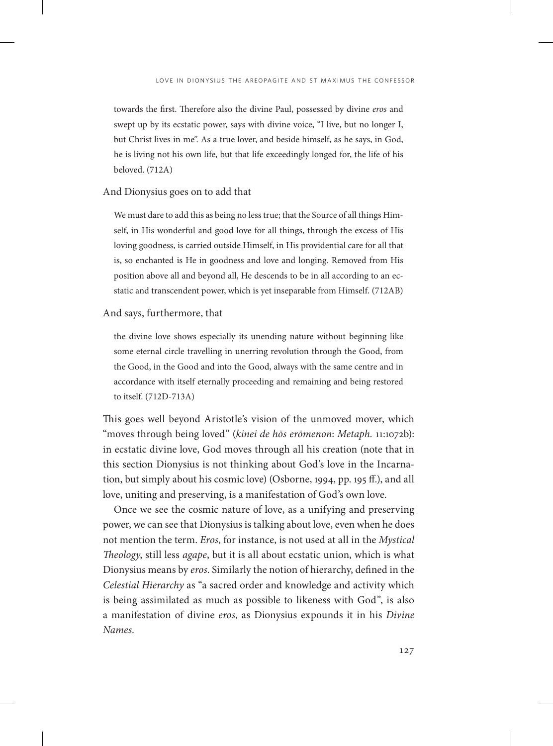> towards the first. Therefore also the divine Paul, possessed by divine *eros* and swept up by its ecstatic power, says with divine voice, "I live, but no longer I, but Christ lives in me". As a true lover, and beside himself, as he says, in God, he is living not his own life, but that life exceedingly longed for, the life of his beloved. (712A)

And Dionysius goes on to add that

> We must dare to add this as being no less true; that the Source of all things Himself, in His wonderful and good love for all things, through the excess of His loving goodness, is carried outside Himself, in His providential care for all that is, so enchanted is He in goodness and love and longing. Removed from His position above all and beyond all, He descends to be in all according to an ecstatic and transcendent power, which is yet inseparable from Himself. (712AB)

And says, furthermore, that

> the divine love shows especially its unending nature without beginning like some eternal circle travelling in unerring revolution through the Good, from the Good, in the Good and into the Good, always with the same centre and in accordance with itself eternally proceeding and remaining and being restored to itself. (712D-713A)

This goes well beyond Aristotle's vision of the unmoved mover, which "moves through being loved" (*kinei de hōs erōmenon*: *Metaph.* 11:1072b): in ecstatic divine love, God moves through all his creation (note that in this section Dionysius is not thinking about God's love in the Incarnation, but simply about his cosmic love) (Osborne, 1994, pp. 195 ff.), and all love, uniting and preserving, is a manifestation of God's own love.

Once we see the cosmic nature of love, as a unifying and preserving power, we can see that Dionysius is talking about love, even when he does not mention the term. *Eros*, for instance, is not used at all in the *Mystical Theology*, still less *agape*, but it is all about ecstatic union, which is what Dionysius means by *eros*. Similarly the notion of hierarchy, defined in the *Celestial Hierarchy* as "a sacred order and knowledge and activity which is being assimilated as much as possible to likeness with God", is also a manifestation of divine *eros*, as Dionysius expounds it in his *Divine Names*.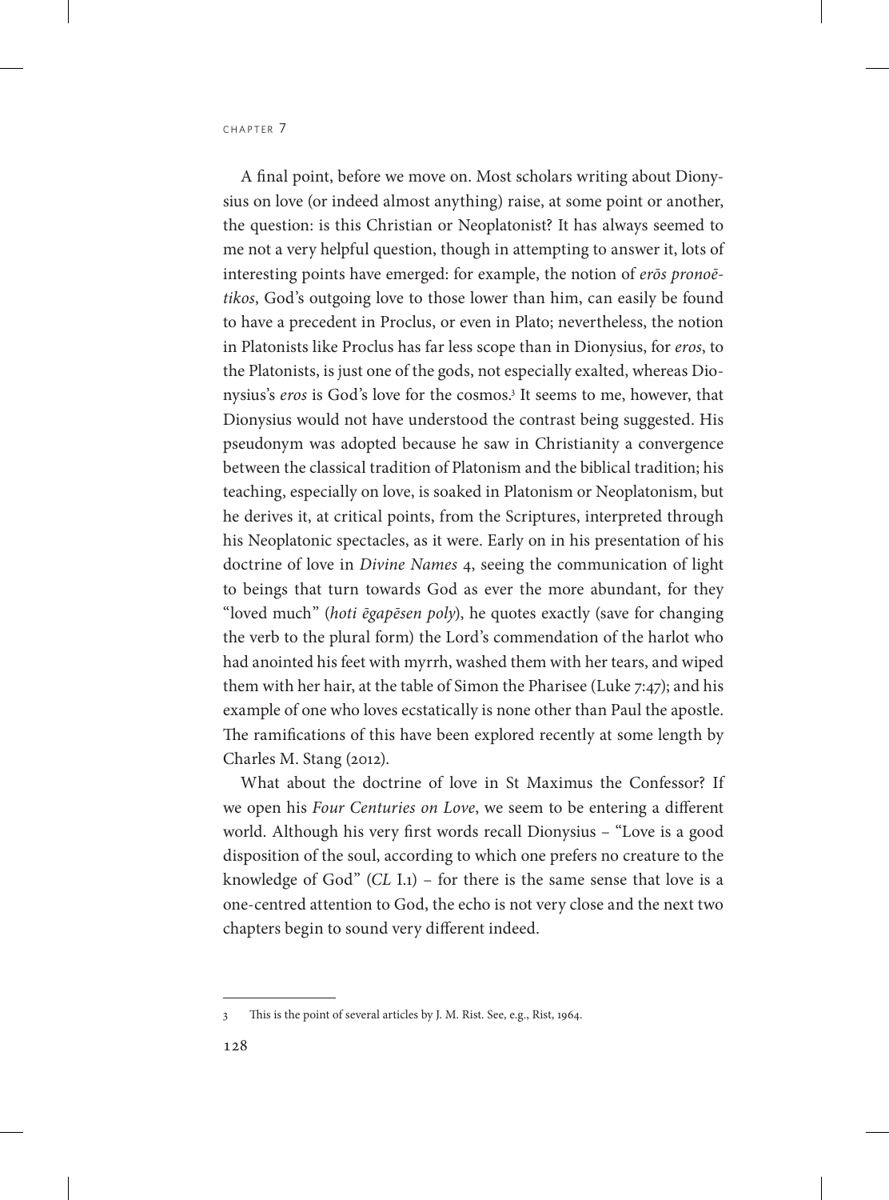A final point, before we move on. Most scholars writing about Dionysius on love (or indeed almost anything) raise, at some point or another, the question: is this Christian or Neoplatonist? It has always seemed to me not a very helpful question, though in attempting to answer it, lots of interesting points have emerged: for example, the notion of *erōs pronoētikos*, God's outgoing love to those lower than him, can easily be found to have a precedent in Proclus, or even in Plato; nevertheless, the notion in Platonists like Proclus has far less scope than in Dionysius, for *eros*, to the Platonists, is just one of the gods, not especially exalted, whereas Dionysius's *eros* is God's love for the cosmos.[3] It seems to me, however, that Dionysius would not have understood the contrast being suggested. His pseudonym was adopted because he saw in Christianity a convergence between the classical tradition of Platonism and the biblical tradition; his teaching, especially on love, is soaked in Platonism or Neoplatonism, but he derives it, at critical points, from the Scriptures, interpreted through his Neoplatonic spectacles, as it were. Early on in his presentation of his doctrine of love in *Divine Names* 4, seeing the communication of light to beings that turn towards God as ever the more abundant, for they "loved much" (*hoti ēgapēsen poly*), he quotes exactly (save for changing the verb to the plural form) the Lord's commendation of the harlot who had anointed his feet with myrrh, washed them with her tears, and wiped them with her hair, at the table of Simon the Pharisee (Luke 7:47); and his example of one who loves ecstatically is none other than Paul the apostle. The ramifications of this have been explored recently at some length by Charles M. Stang (2012).

What about the doctrine of love in St Maximus the Confessor? If we open his *Four Centuries on Love*, we seem to be entering a different world. Although his very first words recall Dionysius – "Love is a good disposition of the soul, according to which one prefers no creature to the knowledge of God" (*CL* I.1) – for there is the same sense that love is a one-centred attention to God, the echo is not very close and the next two chapters begin to sound very different indeed.

---

3 This is the point of several articles by J. M. Rist. See, e.g., Rist, 1964.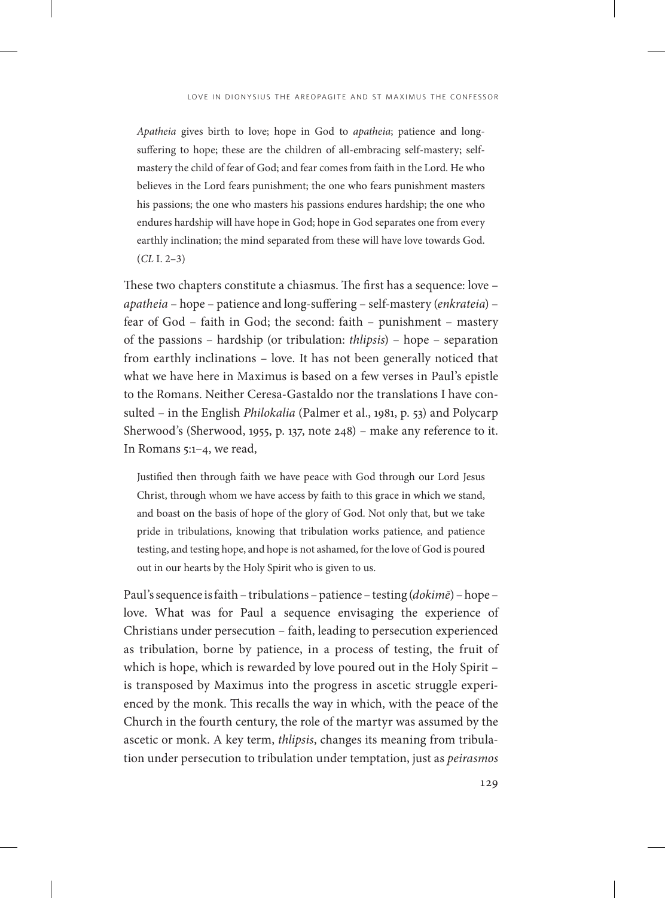> *Apatheia* gives birth to love; hope in God to *apatheia*; patience and long-suffering to hope; these are the children of all-embracing self-mastery; self-mastery the child of fear of God; and fear comes from faith in the Lord. He who believes in the Lord fears punishment; the one who fears punishment masters his passions; the one who masters his passions endures hardship; the one who endures hardship will have hope in God; hope in God separates one from every earthly inclination; the mind separated from these will have love towards God. (*CL* I. 2–3)

These two chapters constitute a chiasmus. The first has a sequence: love – *apatheia* – hope – patience and long-suffering – self-mastery (*enkrateia*) – fear of God – faith in God; the second: faith – punishment – mastery of the passions – hardship (or tribulation: *thlipsis*) – hope – separation from earthly inclinations – love. It has not been generally noticed that what we have here in Maximus is based on a few verses in Paul's epistle to the Romans. Neither Ceresa-Gastaldo nor the translations I have consulted – in the English *Philokalia* (Palmer et al., 1981, p. 53) and Polycarp Sherwood's (Sherwood, 1955, p. 137, note 248) – make any reference to it. In Romans 5:1–4, we read,

> Justified then through faith we have peace with God through our Lord Jesus Christ, through whom we have access by faith to this grace in which we stand, and boast on the basis of hope of the glory of God. Not only that, but we take pride in tribulations, knowing that tribulation works patience, and patience testing, and testing hope, and hope is not ashamed, for the love of God is poured out in our hearts by the Holy Spirit who is given to us.

Paul's sequence is faith – tribulations – patience – testing (*dokimē*) – hope – love. What was for Paul a sequence envisaging the experience of Christians under persecution – faith, leading to persecution experienced as tribulation, borne by patience, in a process of testing, the fruit of which is hope, which is rewarded by love poured out in the Holy Spirit – is transposed by Maximus into the progress in ascetic struggle experienced by the monk. This recalls the way in which, with the peace of the Church in the fourth century, the role of the martyr was assumed by the ascetic or monk. A key term, *thlipsis*, changes its meaning from tribulation under persecution to tribulation under temptation, just as *peirasmos*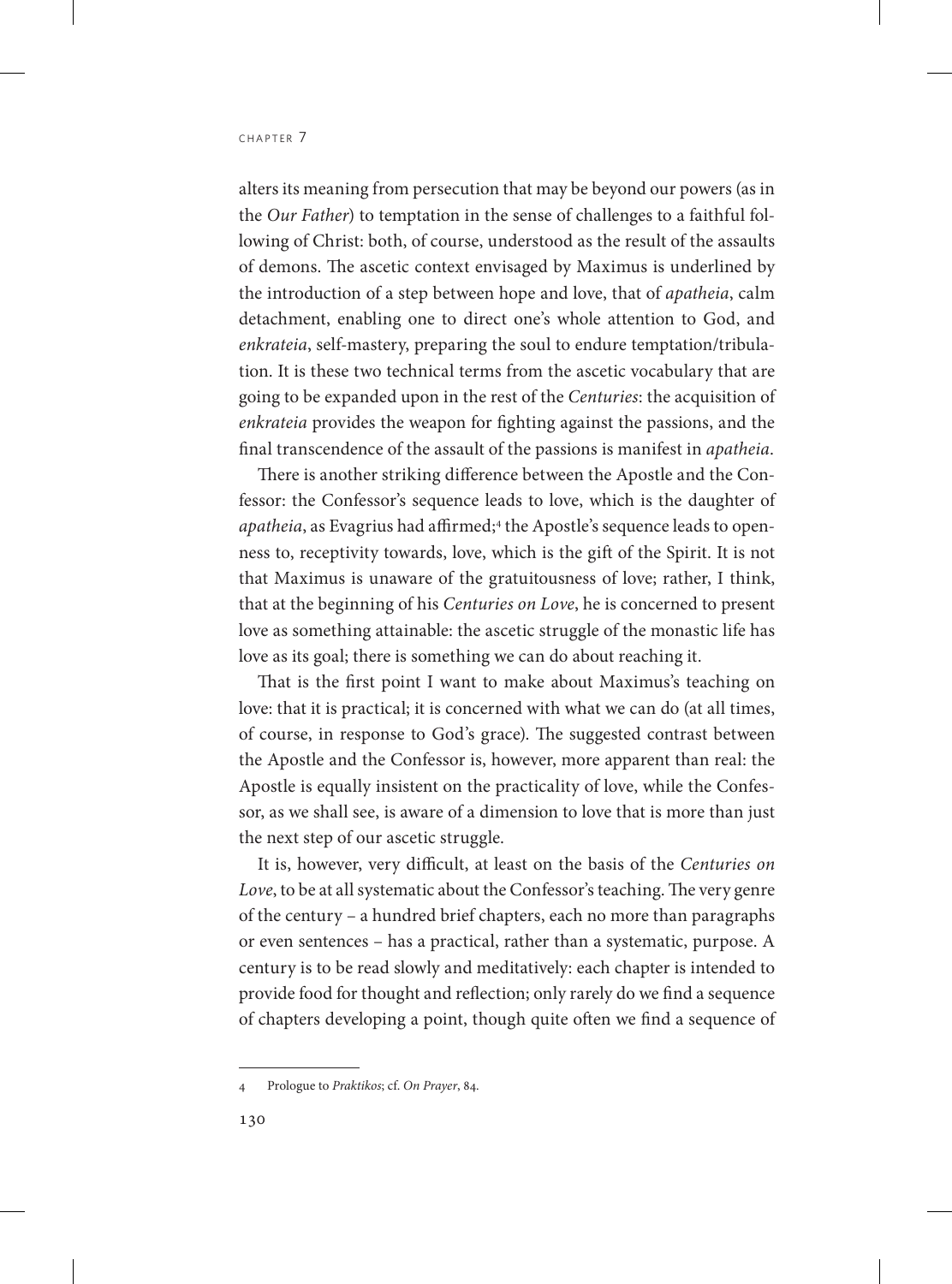alters its meaning from persecution that may be beyond our powers (as in the *Our Father*) to temptation in the sense of challenges to a faithful following of Christ: both, of course, understood as the result of the assaults of demons. The ascetic context envisaged by Maximus is underlined by the introduction of a step between hope and love, that of *apatheia*, calm detachment, enabling one to direct one's whole attention to God, and *enkrateia*, self-mastery, preparing the soul to endure temptation/tribulation. It is these two technical terms from the ascetic vocabulary that are going to be expanded upon in the rest of the *Centuries*: the acquisition of *enkrateia* provides the weapon for fighting against the passions, and the final transcendence of the assault of the passions is manifest in *apatheia*.

There is another striking difference between the Apostle and the Confessor: the Confessor's sequence leads to love, which is the daughter of *apatheia*, as Evagrius had affirmed;[4] the Apostle's sequence leads to openness to, receptivity towards, love, which is the gift of the Spirit. It is not that Maximus is unaware of the gratuitousness of love; rather, I think, that at the beginning of his *Centuries on Love*, he is concerned to present love as something attainable: the ascetic struggle of the monastic life has love as its goal; there is something we can do about reaching it.

That is the first point I want to make about Maximus's teaching on love: that it is practical; it is concerned with what we can do (at all times, of course, in response to God's grace). The suggested contrast between the Apostle and the Confessor is, however, more apparent than real: the Apostle is equally insistent on the practicality of love, while the Confessor, as we shall see, is aware of a dimension to love that is more than just the next step of our ascetic struggle.

It is, however, very difficult, at least on the basis of the *Centuries on Love*, to be at all systematic about the Confessor's teaching. The very genre of the century – a hundred brief chapters, each no more than paragraphs or even sentences – has a practical, rather than a systematic, purpose. A century is to be read slowly and meditatively: each chapter is intended to provide food for thought and reflection; only rarely do we find a sequence of chapters developing a point, though quite often we find a sequence of

---

4 Prologue to *Praktikos*; cf. *On Prayer*, 84.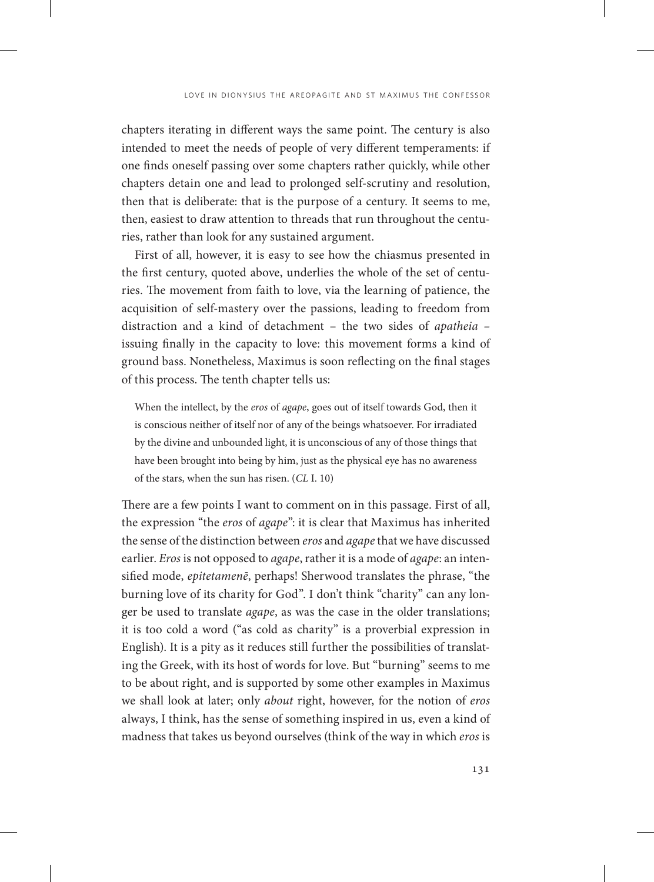chapters iterating in different ways the same point. The century is also intended to meet the needs of people of very different temperaments: if one finds oneself passing over some chapters rather quickly, while other chapters detain one and lead to prolonged self-scrutiny and resolution, then that is deliberate: that is the purpose of a century. It seems to me, then, easiest to draw attention to threads that run throughout the centuries, rather than look for any sustained argument.

First of all, however, it is easy to see how the chiasmus presented in the first century, quoted above, underlies the whole of the set of centuries. The movement from faith to love, via the learning of patience, the acquisition of self-mastery over the passions, leading to freedom from distraction and a kind of detachment – the two sides of *apatheia* – issuing finally in the capacity to love: this movement forms a kind of ground bass. Nonetheless, Maximus is soon reflecting on the final stages of this process. The tenth chapter tells us:

> When the intellect, by the *eros* of *agape*, goes out of itself towards God, then it is conscious neither of itself nor of any of the beings whatsoever. For irradiated by the divine and unbounded light, it is unconscious of any of those things that have been brought into being by him, just as the physical eye has no awareness of the stars, when the sun has risen. (*CL* I. 10)

There are a few points I want to comment on in this passage. First of all, the expression "the *eros* of *agape*": it is clear that Maximus has inherited the sense of the distinction between *eros* and *agape* that we have discussed earlier. *Eros* is not opposed to *agape*, rather it is a mode of *agape*: an intensified mode, *epitetamenē*, perhaps! Sherwood translates the phrase, "the burning love of its charity for God". I don't think "charity" can any longer be used to translate *agape*, as was the case in the older translations; it is too cold a word ("as cold as charity" is a proverbial expression in English). It is a pity as it reduces still further the possibilities of translating the Greek, with its host of words for love. But "burning" seems to me to be about right, and is supported by some other examples in Maximus we shall look at later; only *about* right, however, for the notion of *eros* always, I think, has the sense of something inspired in us, even a kind of madness that takes us beyond ourselves (think of the way in which *eros* is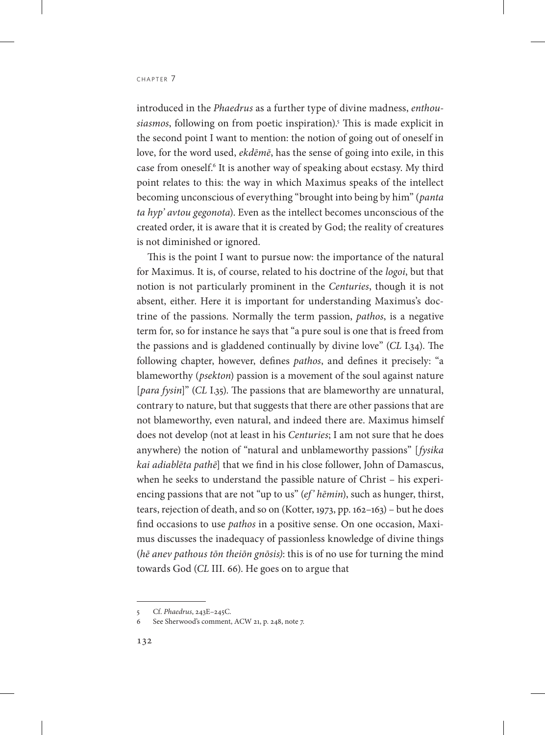introduced in the *Phaedrus* as a further type of divine madness, *enthousiasmos*, following on from poetic inspiration).[5] This is made explicit in the second point I want to mention: the notion of going out of oneself in love, for the word used, *ekdēmē*, has the sense of going into exile, in this case from oneself.[6] It is another way of speaking about ecstasy. My third point relates to this: the way in which Maximus speaks of the intellect becoming unconscious of everything "brought into being by him" (*panta ta hyp' avtou gegonota*). Even as the intellect becomes unconscious of the created order, it is aware that it is created by God; the reality of creatures is not diminished or ignored.

This is the point I want to pursue now: the importance of the natural for Maximus. It is, of course, related to his doctrine of the *logoi*, but that notion is not particularly prominent in the *Centuries*, though it is not absent, either. Here it is important for understanding Maximus's doctrine of the passions. Normally the term passion, *pathos*, is a negative term for, so for instance he says that "a pure soul is one that is freed from the passions and is gladdened continually by divine love" (*CL* I.34). The following chapter, however, defines *pathos*, and defines it precisely: "a blameworthy (*psekton*) passion is a movement of the soul against nature [*para fysin*]" (*CL* I.35). The passions that are blameworthy are unnatural, contrary to nature, but that suggests that there are other passions that are not blameworthy, even natural, and indeed there are. Maximus himself does not develop (not at least in his *Centuries*; I am not sure that he does anywhere) the notion of "natural and unblameworthy passions" [*fysika kai adiablēta pathē*] that we find in his close follower, John of Damascus, when he seeks to understand the passible nature of Christ – his experiencing passions that are not "up to us" (*ef' hēmin*), such as hunger, thirst, tears, rejection of death, and so on (Kotter, 1973, pp. 162–163) – but he does find occasions to use *pathos* in a positive sense. On one occasion, Maximus discusses the inadequacy of passionless knowledge of divine things (*hē anev pathous tōn theiōn gnōsis)*: this is of no use for turning the mind towards God (*CL* III. 66). He goes on to argue that

---

5 Cf. *Phaedrus*, 243E–245C.

6 See Sherwood's comment, ACW 21, p. 248, note 7.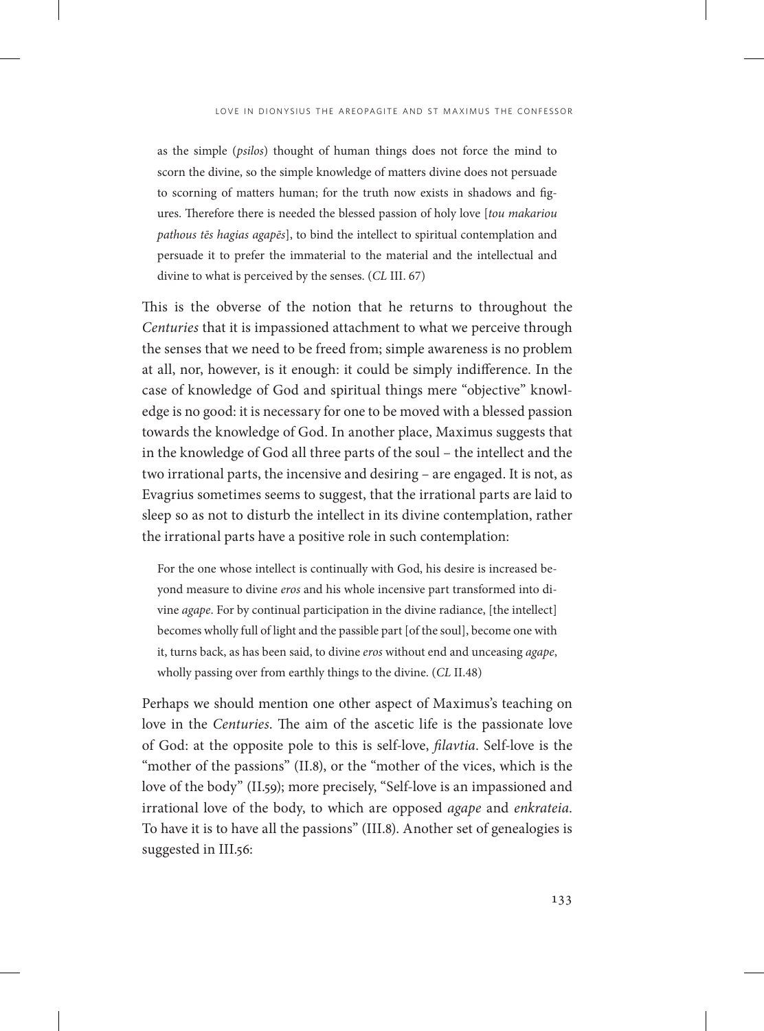as the simple (*psilos*) thought of human things does not force the mind to scorn the divine, so the simple knowledge of matters divine does not persuade to scorning of matters human; for the truth now exists in shadows and figures. Therefore there is needed the blessed passion of holy love [*tou makariou pathous tēs hagias agapēs*], to bind the intellect to spiritual contemplation and persuade it to prefer the immaterial to the material and the intellectual and divine to what is perceived by the senses. (*CL* III. 67)

This is the obverse of the notion that he returns to throughout the *Centuries* that it is impassioned attachment to what we perceive through the senses that we need to be freed from; simple awareness is no problem at all, nor, however, is it enough: it could be simply indifference. In the case of knowledge of God and spiritual things mere "objective" knowledge is no good: it is necessary for one to be moved with a blessed passion towards the knowledge of God. In another place, Maximus suggests that in the knowledge of God all three parts of the soul – the intellect and the two irrational parts, the incensive and desiring – are engaged. It is not, as Evagrius sometimes seems to suggest, that the irrational parts are laid to sleep so as not to disturb the intellect in its divine contemplation, rather the irrational parts have a positive role in such contemplation:

For the one whose intellect is continually with God, his desire is increased beyond measure to divine *eros* and his whole incensive part transformed into divine *agape*. For by continual participation in the divine radiance, [the intellect] becomes wholly full of light and the passible part [of the soul], become one with it, turns back, as has been said, to divine *eros* without end and unceasing *agape*, wholly passing over from earthly things to the divine. (*CL* II.48)

Perhaps we should mention one other aspect of Maximus's teaching on love in the *Centuries*. The aim of the ascetic life is the passionate love of God: at the opposite pole to this is self-love, *filavtia*. Self-love is the "mother of the passions" (II.8), or the "mother of the vices, which is the love of the body" (II.59); more precisely, "Self-love is an impassioned and irrational love of the body, to which are opposed *agape* and *enkrateia*. To have it is to have all the passions" (III.8). Another set of genealogies is suggested in III.56: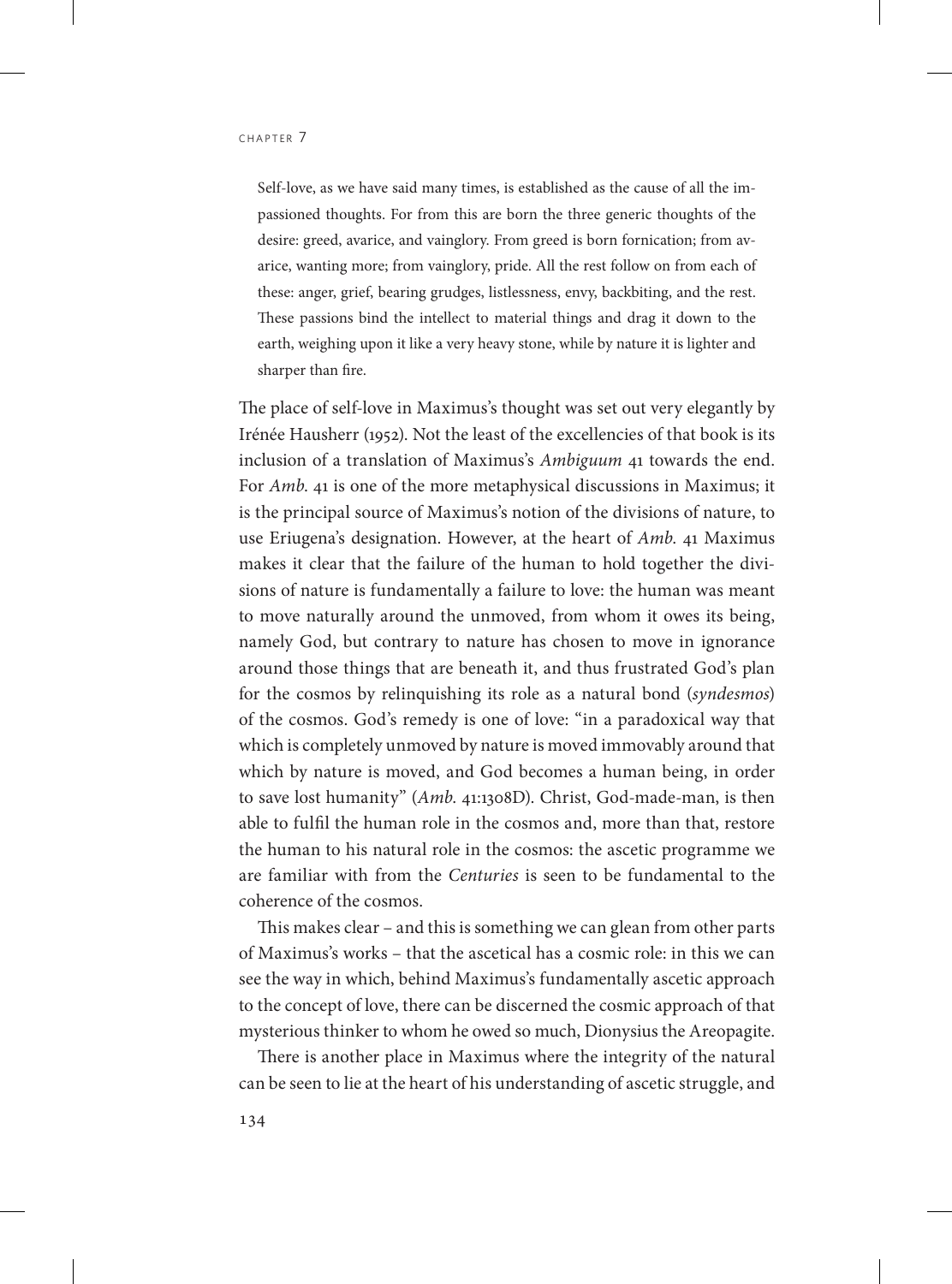> Self-love, as we have said many times, is established as the cause of all the impassioned thoughts. For from this are born the three generic thoughts of the desire: greed, avarice, and vainglory. From greed is born fornication; from avarice, wanting more; from vainglory, pride. All the rest follow on from each of these: anger, grief, bearing grudges, listlessness, envy, backbiting, and the rest. These passions bind the intellect to material things and drag it down to the earth, weighing upon it like a very heavy stone, while by nature it is lighter and sharper than fire.

The place of self-love in Maximus's thought was set out very elegantly by Irénée Hausherr (1952). Not the least of the excellencies of that book is its inclusion of a translation of Maximus's *Ambiguum* 41 towards the end. For *Amb.* 41 is one of the more metaphysical discussions in Maximus; it is the principal source of Maximus's notion of the divisions of nature, to use Eriugena's designation. However, at the heart of *Amb.* 41 Maximus makes it clear that the failure of the human to hold together the divisions of nature is fundamentally a failure to love: the human was meant to move naturally around the unmoved, from whom it owes its being, namely God, but contrary to nature has chosen to move in ignorance around those things that are beneath it, and thus frustrated God's plan for the cosmos by relinquishing its role as a natural bond (*syndesmos*) of the cosmos. God's remedy is one of love: "in a paradoxical way that which is completely unmoved by nature is moved immovably around that which by nature is moved, and God becomes a human being, in order to save lost humanity" (*Amb.* 41:1308D). Christ, God-made-man, is then able to fulfil the human role in the cosmos and, more than that, restore the human to his natural role in the cosmos: the ascetic programme we are familiar with from the *Centuries* is seen to be fundamental to the coherence of the cosmos.

This makes clear – and this is something we can glean from other parts of Maximus's works – that the ascetical has a cosmic role: in this we can see the way in which, behind Maximus's fundamentally ascetic approach to the concept of love, there can be discerned the cosmic approach of that mysterious thinker to whom he owed so much, Dionysius the Areopagite.

There is another place in Maximus where the integrity of the natural can be seen to lie at the heart of his understanding of ascetic struggle, and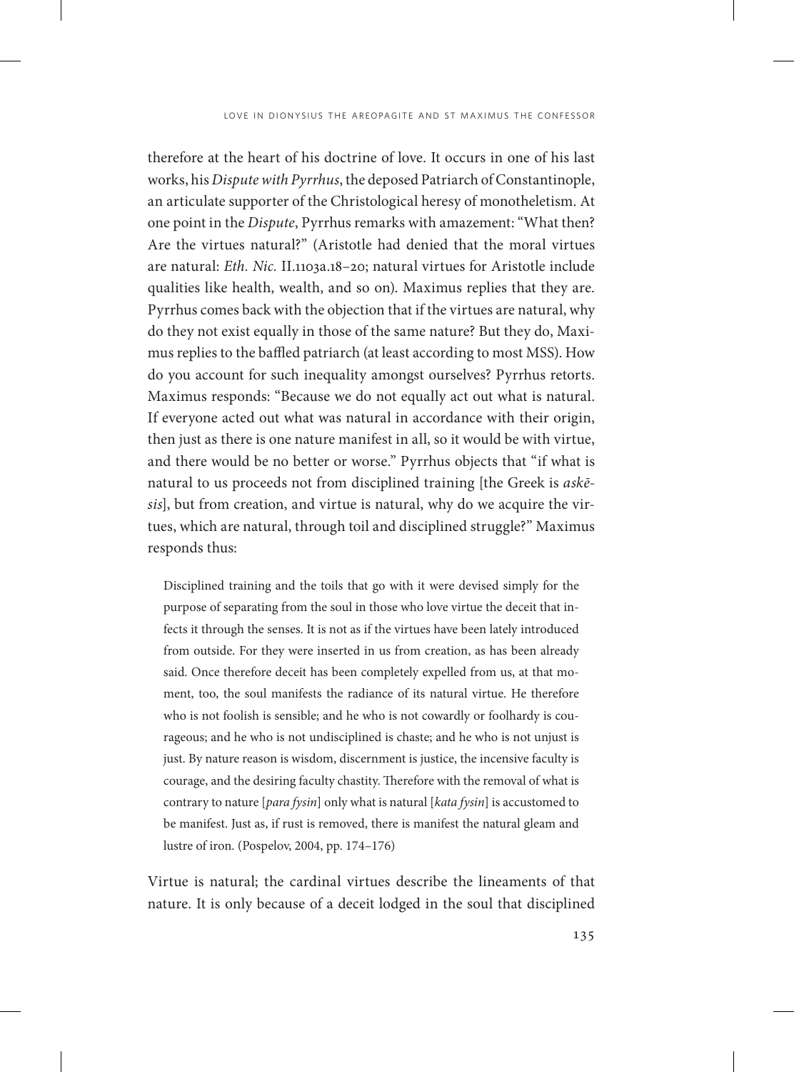therefore at the heart of his doctrine of love. It occurs in one of his last works, his *Dispute with Pyrrhus*, the deposed Patriarch of Constantinople, an articulate supporter of the Christological heresy of monotheletism. At one point in the *Dispute*, Pyrrhus remarks with amazement: "What then? Are the virtues natural?" (Aristotle had denied that the moral virtues are natural: *Eth. Nic.* II.1103a.18–20; natural virtues for Aristotle include qualities like health, wealth, and so on). Maximus replies that they are. Pyrrhus comes back with the objection that if the virtues are natural, why do they not exist equally in those of the same nature? But they do, Maximus replies to the baffled patriarch (at least according to most MSS). How do you account for such inequality amongst ourselves? Pyrrhus retorts. Maximus responds: "Because we do not equally act out what is natural. If everyone acted out what was natural in accordance with their origin, then just as there is one nature manifest in all, so it would be with virtue, and there would be no better or worse." Pyrrhus objects that "if what is natural to us proceeds not from disciplined training [the Greek is *askēsis*], but from creation, and virtue is natural, why do we acquire the virtues, which are natural, through toil and disciplined struggle?" Maximus responds thus:

> Disciplined training and the toils that go with it were devised simply for the purpose of separating from the soul in those who love virtue the deceit that infects it through the senses. It is not as if the virtues have been lately introduced from outside. For they were inserted in us from creation, as has been already said. Once therefore deceit has been completely expelled from us, at that moment, too, the soul manifests the radiance of its natural virtue. He therefore who is not foolish is sensible; and he who is not cowardly or foolhardy is courageous; and he who is not undisciplined is chaste; and he who is not unjust is just. By nature reason is wisdom, discernment is justice, the incensive faculty is courage, and the desiring faculty chastity. Therefore with the removal of what is contrary to nature [*para fysin*] only what is natural [*kata fysin*] is accustomed to be manifest. Just as, if rust is removed, there is manifest the natural gleam and lustre of iron. (Pospelov, 2004, pp. 174–176)

Virtue is natural; the cardinal virtues describe the lineaments of that nature. It is only because of a deceit lodged in the soul that disciplined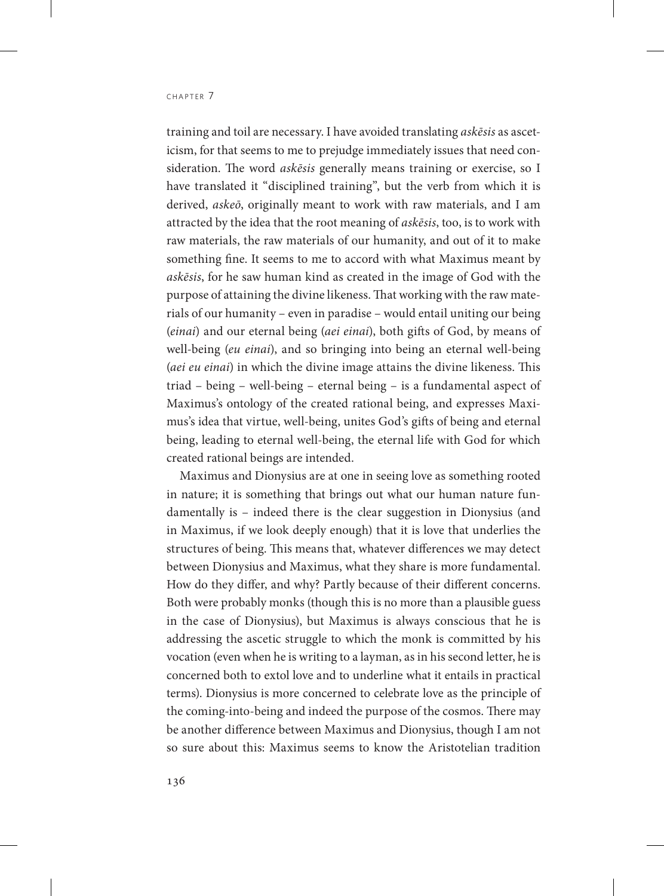training and toil are necessary. I have avoided translating *askēsis* as asceticism, for that seems to me to prejudge immediately issues that need consideration. The word *askēsis* generally means training or exercise, so I have translated it "disciplined training", but the verb from which it is derived, *askeō*, originally meant to work with raw materials, and I am attracted by the idea that the root meaning of *askēsis*, too, is to work with raw materials, the raw materials of our humanity, and out of it to make something fine. It seems to me to accord with what Maximus meant by *askēsis*, for he saw human kind as created in the image of God with the purpose of attaining the divine likeness. That working with the raw materials of our humanity – even in paradise – would entail uniting our being (*einai*) and our eternal being (*aei einai*), both gifts of God, by means of well-being (*eu einai*), and so bringing into being an eternal well-being (*aei eu einai*) in which the divine image attains the divine likeness. This triad – being – well-being – eternal being – is a fundamental aspect of Maximus's ontology of the created rational being, and expresses Maximus's idea that virtue, well-being, unites God's gifts of being and eternal being, leading to eternal well-being, the eternal life with God for which created rational beings are intended.

Maximus and Dionysius are at one in seeing love as something rooted in nature; it is something that brings out what our human nature fundamentally is – indeed there is the clear suggestion in Dionysius (and in Maximus, if we look deeply enough) that it is love that underlies the structures of being. This means that, whatever differences we may detect between Dionysius and Maximus, what they share is more fundamental. How do they differ, and why? Partly because of their different concerns. Both were probably monks (though this is no more than a plausible guess in the case of Dionysius), but Maximus is always conscious that he is addressing the ascetic struggle to which the monk is committed by his vocation (even when he is writing to a layman, as in his second letter, he is concerned both to extol love and to underline what it entails in practical terms). Dionysius is more concerned to celebrate love as the principle of the coming-into-being and indeed the purpose of the cosmos. There may be another difference between Maximus and Dionysius, though I am not so sure about this: Maximus seems to know the Aristotelian tradition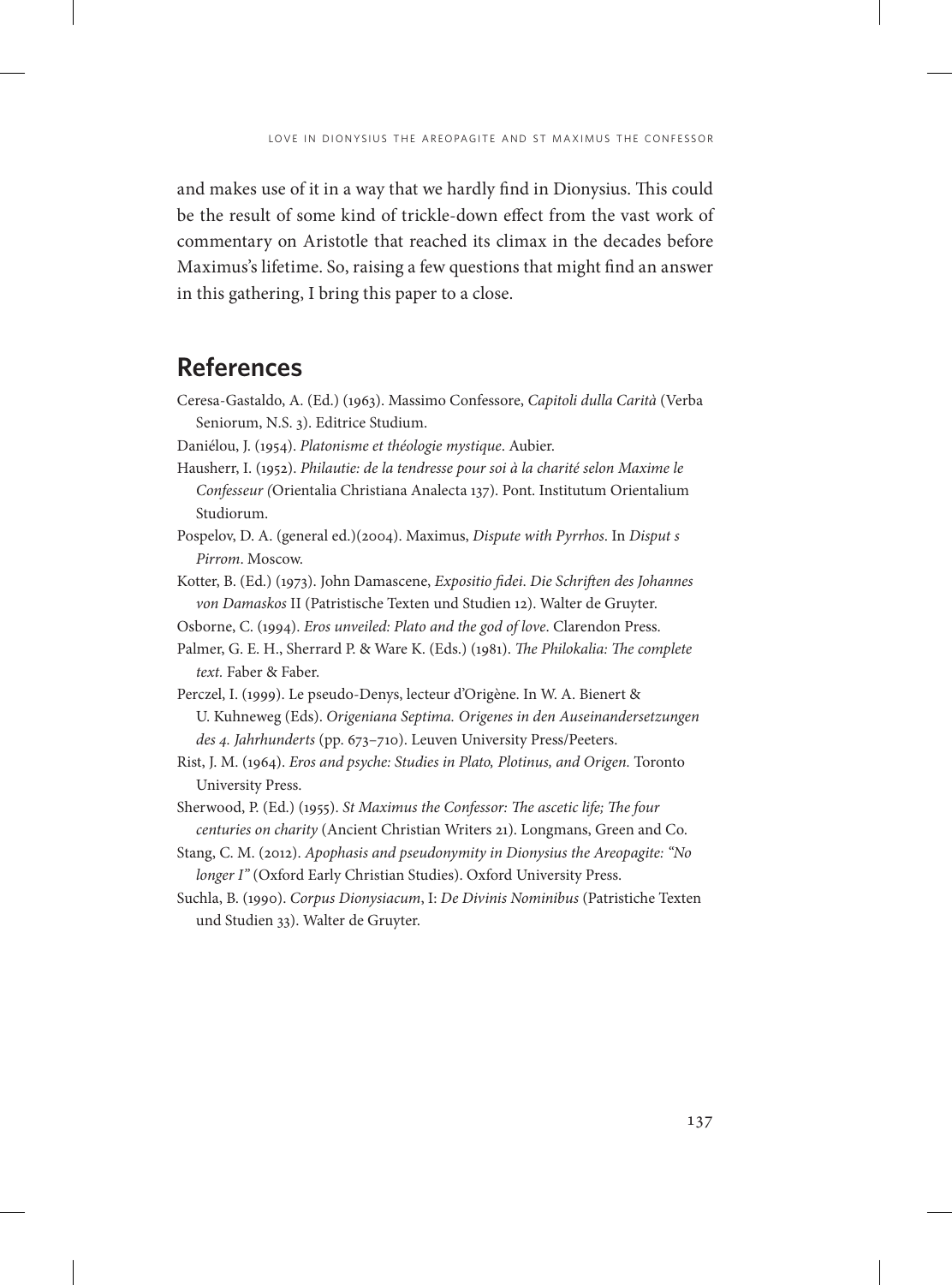and makes use of it in a way that we hardly find in Dionysius. This could be the result of some kind of trickle-down effect from the vast work of commentary on Aristotle that reached its climax in the decades before Maximus's lifetime. So, raising a few questions that might find an answer in this gathering, I bring this paper to a close.

## References

Ceresa-Gastaldo, A. (Ed.) (1963). Massimo Confessore, *Capitoli dulla Carità* (Verba Seniorum, N.S. 3). Editrice Studium.

Daniélou, J. (1954). *Platonisme et théologie mystique*. Aubier.

Hausherr, I. (1952). *Philautie: de la tendresse pour soi à la charité selon Maxime le Confesseur (*Orientalia Christiana Analecta 137). Pont. Institutum Orientalium Studiorum.

Pospelov, D. A. (general ed.)(2004). Maximus, *Dispute with Pyrrhos*. In *Disput s Pirrom*. Moscow.

Kotter, B. (Ed.) (1973). John Damascene, *Expositio fidei*. *Die Schriften des Johannes von Damaskos* II (Patristische Texten und Studien 12). Walter de Gruyter.

Osborne, C. (1994). *Eros unveiled: Plato and the god of love*. Clarendon Press.

Palmer, G. E. H., Sherrard P. & Ware K. (Eds.) (1981). *The Philokalia: The complete text.* Faber & Faber.

Perczel, I. (1999). Le pseudo-Denys, lecteur d'Origène. In W. A. Bienert & U. Kuhneweg (Eds). *Origeniana Septima. Origenes in den Auseinandersetzungen des 4. Jahrhunderts* (pp. 673–710). Leuven University Press/Peeters.

Rist, J. M. (1964). *Eros and psyche: Studies in Plato, Plotinus, and Origen.* Toronto University Press.

Sherwood, P. (Ed.) (1955). *St Maximus the Confessor: The ascetic life; The four centuries on charity* (Ancient Christian Writers 21). Longmans, Green and Co.

Stang, C. M. (2012). *Apophasis and pseudonymity in Dionysius the Areopagite: "No longer I"* (Oxford Early Christian Studies). Oxford University Press.

Suchla, B. (1990). *Corpus Dionysiacum*, I: *De Divinis Nominibus* (Patristiche Texten und Studien 33). Walter de Gruyter.